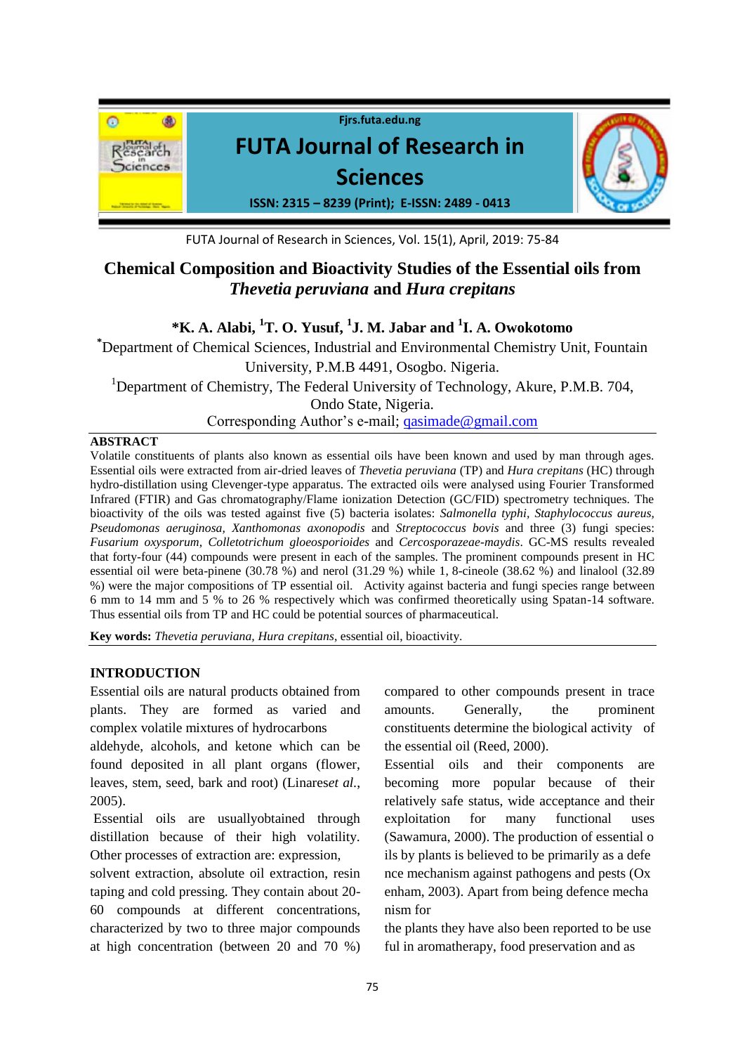# Chemical Composition and Bioactivity Studies of the Essential oils from *Thevetia peruviana* and *Hura crepitans*

**\*K. A. Alabi, [1]T. O. Yusuf, [1]J. M. Jabar and [1]I. A. Owokotomo**

[*]Department of Chemical Sciences, Industrial and Environmental Chemistry Unit, Fountain University, P.M.B 4491, Osogbo. Nigeria.

[1]Department of Chemistry, The Federal University of Technology, Akure, P.M.B. 704, Ondo State, Nigeria.

Corresponding Author's e-mail; qasimade@gmail.com

## ABSTRACT

Volatile constituents of plants also known as essential oils have been known and used by man through ages. Essential oils were extracted from air-dried leaves of *Thevetia peruviana* (TP) and *Hura crepitans* (HC) through hydro-distillation using Clevenger-type apparatus. The extracted oils were analysed using Fourier Transformed Infrared (FTIR) and Gas chromatography/Flame ionization Detection (GC/FID) spectrometry techniques. The bioactivity of the oils was tested against five (5) bacteria isolates: *Salmonella typhi*, *Staphylococcus aureus*, *Pseudomonas aeruginosa*, *Xanthomonas axonopodis* and *Streptococcus bovis* and three (3) fungi species: *Fusarium oxysporum*, *Colletotrichum gloeosporioides* and *Cercosporazeae-maydis*. GC-MS results revealed that forty-four (44) compounds were present in each of the samples. The prominent compounds present in HC essential oil were beta-pinene (30.78 %) and nerol (31.29 %) while 1, 8-cineole (38.62 %) and linalool (32.89 %) were the major compositions of TP essential oil. Activity against bacteria and fungi species range between 6 mm to 14 mm and 5 % to 26 % respectively which was confirmed theoretically using Spatan-14 software. Thus essential oils from TP and HC could be potential sources of pharmaceutical.

**Key words:** *Thevetia peruviana, Hura crepitans*, essential oil, bioactivity.

## INTRODUCTION

Essential oils are natural products obtained from plants. They are formed as varied and complex volatile mixtures of hydrocarbons aldehyde, alcohols, and ketone which can be found deposited in all plant organs (flower, leaves, stem, seed, bark and root) (Linares*et al.*, 2005).

Essential oils are usuallyobtained through distillation because of their high volatility. Other processes of extraction are: expression, solvent extraction, absolute oil extraction, resin taping and cold pressing. They contain about 20-60 compounds at different concentrations, characterized by two to three major compounds at high concentration (between 20 and 70 %) compared to other compounds present in trace amounts. Generally, the prominent constituents determine the biological activity of the essential oil (Reed, 2000).

Essential oils and their components are becoming more popular because of their relatively safe status, wide acceptance and their exploitation for many functional uses (Sawamura, 2000). The production of essential o ils by plants is believed to be primarily as a defe nce mechanism against pathogens and pests (Ox enham, 2003). Apart from being defence mecha nism for the plants they have also been reported to be use ful in aromatherapy, food preservation and as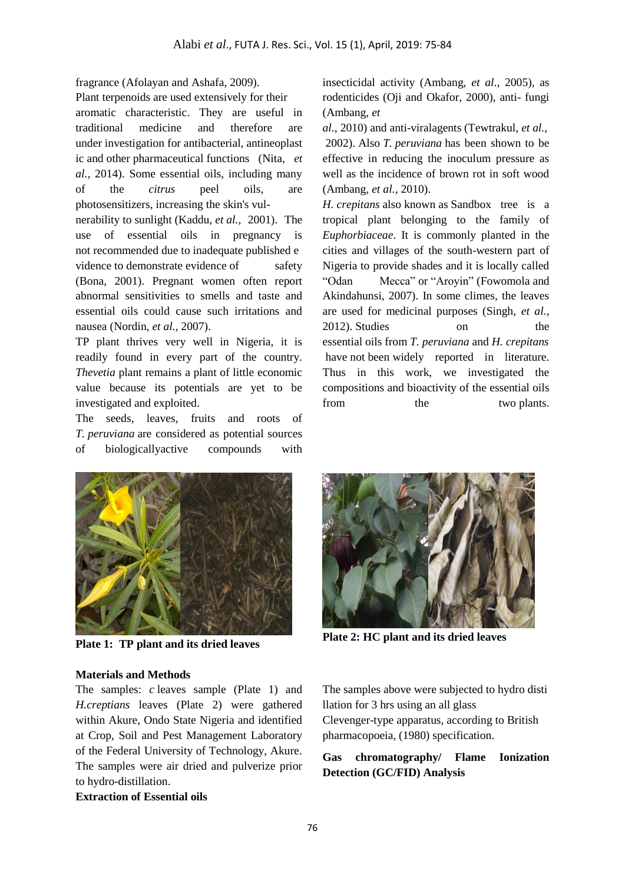fragrance (Afolayan and Ashafa, 2009).

Plant terpenoids are used extensively for their aromatic characteristic. They are useful in traditional medicine and therefore are under investigation for antibacterial, antineoplastic and other pharmaceutical functions (Nita, *et al.,* 2014). Some essential oils, including many of the *citrus* peel oils, are photosensitizers, increasing the skin's vulnerability to sunlight (Kaddu, *et al.,* 2001). The use of essential oils in pregnancy is not recommended due to inadequate published evidence to demonstrate evidence of safety (Bona, 2001). Pregnant women often report abnormal sensitivities to smells and taste and essential oils could cause such irritations and nausea (Nordin, *et al.,* 2007).

TP plant thrives very well in Nigeria, it is readily found in every part of the country. *Thevetia* plant remains a plant of little economic value because its potentials are yet to be investigated and exploited.

The seeds, leaves, fruits and roots of *T. peruviana* are considered as potential sources of biologicallyactive compounds with insecticidal activity (Ambang, *et al*., 2005), as rodenticides (Oji and Okafor, 2000), anti- fungi (Ambang, *et al.,* 2010) and anti-viralagents (Tewtrakul, *et al.,* 2002). Also *T. peruviana* has been shown to be effective in reducing the inoculum pressure as well as the incidence of brown rot in soft wood (Ambang, *et al.,* 2010).

*H. crepitans* also known as Sandbox tree is a tropical plant belonging to the family of *Euphorbiaceae*. It is commonly planted in the cities and villages of the south-western part of Nigeria to provide shades and it is locally called "Odan Mecca" or "Aroyin" (Fowomola and Akindahunsi, 2007). In some climes, the leaves are used for medicinal purposes (Singh, *et al.*, 2012). Studies on the essential oils from *T. peruviana* and *H. crepitans* have not been widely reported in literature. Thus in this work, we investigated the compositions and bioactivity of the essential oils from the two plants.

**Plate 1: TP plant and its dried leaves**

**Plate 2: HC plant and its dried leaves**

**Materials and Methods**

The samples: *c* leaves sample (Plate 1) and *H.creptians* leaves (Plate 2) were gathered within Akure, Ondo State Nigeria and identified at Crop, Soil and Pest Management Laboratory of the Federal University of Technology, Akure. The samples were air dried and pulverize prior to hydro-distillation.

**Extraction of Essential oils**

The samples above were subjected to hydro distillation for 3 hrs using an all glass Clevenger-type apparatus, according to British pharmacopoeia, (1980) specification.

**Gas chromatography/ Flame Ionization Detection (GC/FID) Analysis**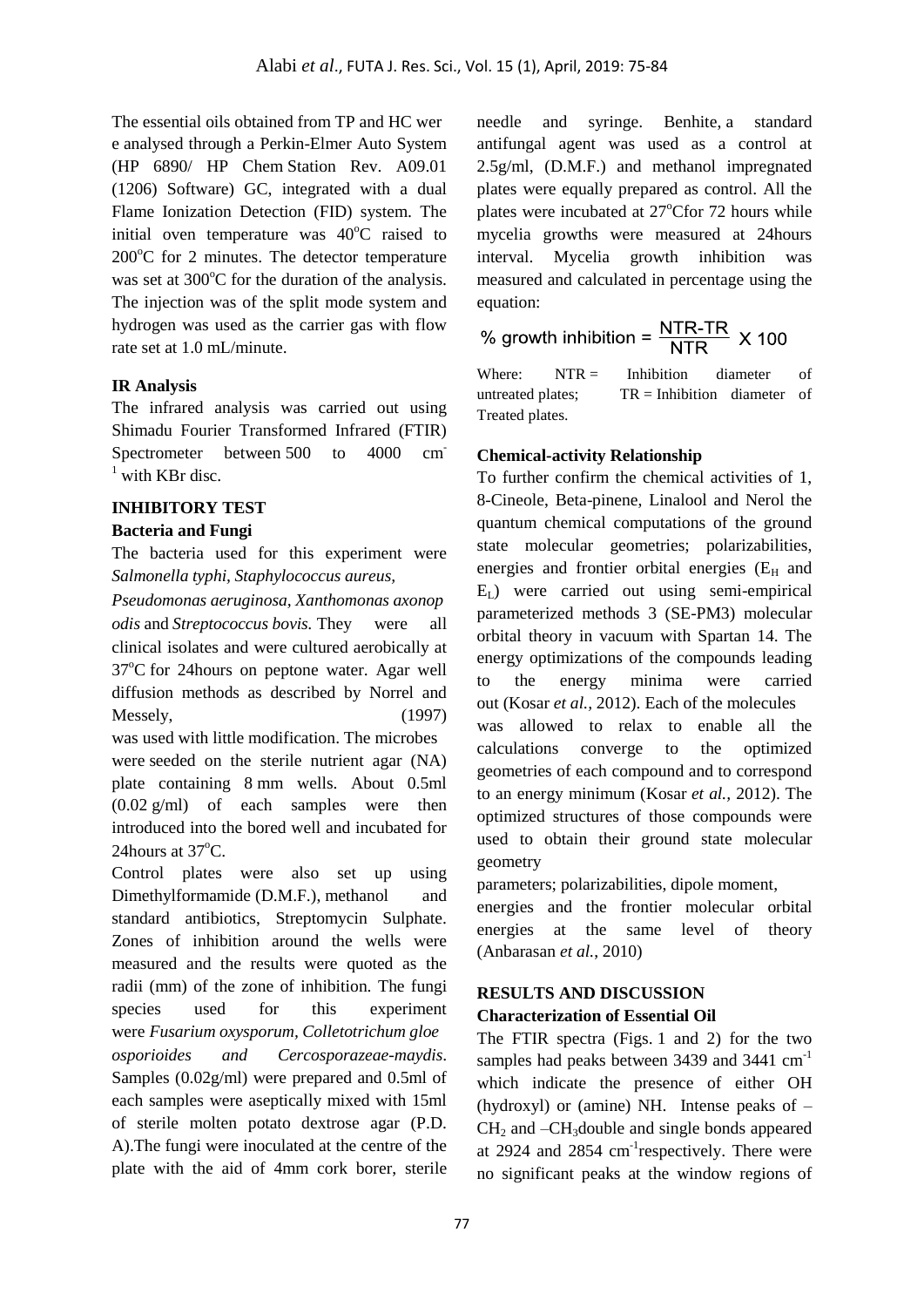The essential oils obtained from TP and HC wer e analysed through a Perkin-Elmer Auto System (HP 6890/ HP Chem Station Rev. A09.01 (1206) Software) GC, integrated with a dual Flame Ionization Detection (FID) system. The initial oven temperature was 40°C raised to 200°C for 2 minutes. The detector temperature was set at 300°C for the duration of the analysis. The injection was of the split mode system and hydrogen was used as the carrier gas with flow rate set at 1.0 mL/minute.

### IR Analysis

The infrared analysis was carried out using Shimadu Fourier Transformed Infrared (FTIR) Spectrometer between 500 to 4000 $cm^{-1}$ with KBr disc.

## INHIBITORY TEST

### Bacteria and Fungi

The bacteria used for this experiment were *Salmonella typhi*, *Staphylococcus aureus*, *Pseudomonas aeruginosa*, *Xanthomonas axonop odis* and *Streptococcus bovis.* They were all clinical isolates and were cultured aerobically at 37°C for 24hours on peptone water. Agar well diffusion methods as described by Norrel and Messely, (1997) was used with little modification. The microbes were seeded on the sterile nutrient agar (NA) plate containing 8 mm wells. About 0.5ml (0.02 g/ml) of each samples were then introduced into the bored well and incubated for 24hours at 37°C.

Control plates were also set up using Dimethylformamide (D.M.F.), methanol and standard antibiotics, Streptomycin Sulphate. Zones of inhibition around the wells were measured and the results were quoted as the radii (mm) of the zone of inhibition. The fungi species used for this experiment were *Fusarium oxysporum*, *Colletotrichum gloe osporioides and Cercosporazeae-maydis*. Samples (0.02g/ml) were prepared and 0.5ml of each samples were aseptically mixed with 15ml of sterile molten potato dextrose agar (P.D. A).The fungi were inoculated at the centre of the plate with the aid of 4mm cork borer, sterile needle and syringe. Benhite, a standard antifungal agent was used as a control at 2.5g/ml, (D.M.F.) and methanol impregnated plates were equally prepared as control. All the plates were incubated at 27°Cfor 72 hours while mycelia growths were measured at 24hours interval. Mycelia growth inhibition was measured and calculated in percentage using the equation:

$$\%\ \text{growth inhibition} = \frac{NTR - TR}{NTR} \times 100$$

Where: NTR = Inhibition diameter of untreated plates; TR = Inhibition diameter of Treated plates.

### Chemical-activity Relationship

To further confirm the chemical activities of 1, 8-Cineole, Beta-pinene, Linalool and Nerol the quantum chemical computations of the ground state molecular geometries; polarizabilities, energies and frontier orbital energies ($E_H$ and $E_L$) were carried out using semi-empirical parameterized methods 3 (SE-PM3) molecular orbital theory in vacuum with Spartan 14. The energy optimizations of the compounds leading to the energy minima were carried out (Kosar *et al.,* 2012). Each of the molecules was allowed to relax to enable all the calculations converge to the optimized geometries of each compound and to correspond to an energy minimum (Kosar *et al.,* 2012). The optimized structures of those compounds were used to obtain their ground state molecular geometry parameters; polarizabilities, dipole moment, energies and the frontier molecular orbital energies at the same level of theory (Anbarasan *et al.*, 2010)

## RESULTS AND DISCUSSION

### Characterization of Essential Oil

The FTIR spectra (Figs. 1 and 2) for the two samples had peaks between 3439 and 3441 $cm^{-1}$ which indicate the presence of either OH (hydroxyl) or (amine) NH. Intense peaks of $-CH_2$ and $-CH_3$double and single bonds appeared at 2924 and 2854 $cm^{-1}$respectively. There were no significant peaks at the window regions of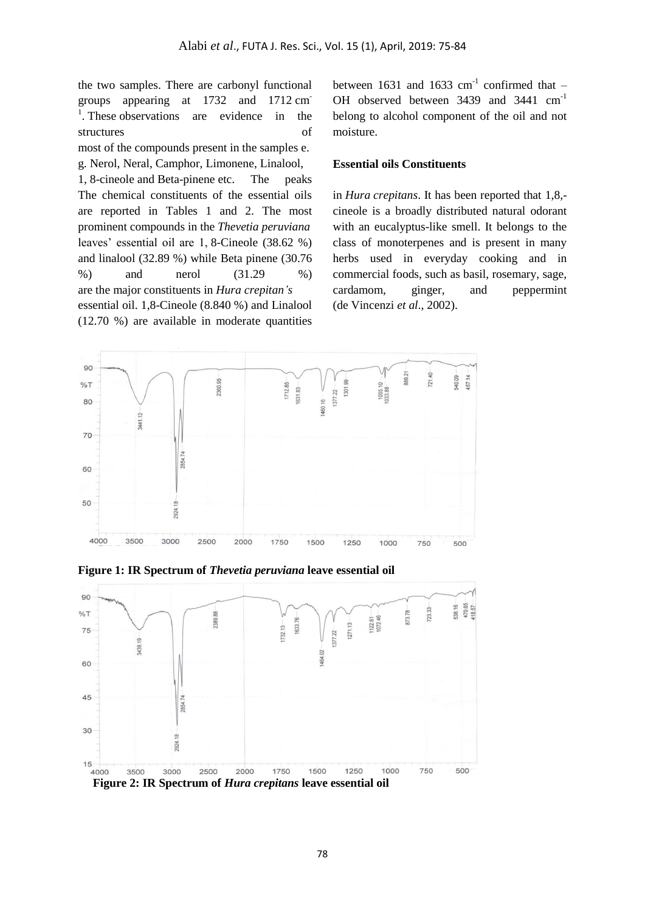the two samples. There are carbonyl functional groups appearing at 1732 and 1712 $cm^{-1}$. These observations are evidence in the structures of most of the compounds present in the samples e. g. Nerol, Neral, Camphor, Limonene, Linalool, 1, 8-cineole and Beta-pinene etc. The peaks between 1631 and 1633 $cm^{-1}$ confirmed that –OH observed between 3439 and 3441 $cm^{-1}$ belong to alcohol component of the oil and not moisture.

### Essential oils Constituents

The chemical constituents of the essential oils are reported in Tables 1 and 2. The most prominent compounds in the *Thevetia peruviana* leaves' essential oil are 1, 8-Cineole (38.62 %) and linalool (32.89 %) while Beta pinene (30.76 %) and nerol (31.29 %) are the major constituents in *Hura crepitan's* essential oil. 1,8-Cineole (8.840 %) and Linalool (12.70 %) are available in moderate quantities in *Hura crepitans*. It has been reported that 1,8,-cineole is a broadly distributed natural odorant with an eucalyptus-like smell. It belongs to the class of monoterpenes and is present in many herbs used in everyday cooking and in commercial foods, such as basil, rosemary, sage, cardamom, ginger, and peppermint (de Vincenzi *et al*., 2002).

**Figure 1: IR Spectrum of *Thevetia peruviana* leave essential oil**

**Figure 2: IR Spectrum of *Hura crepitans* leave essential oil**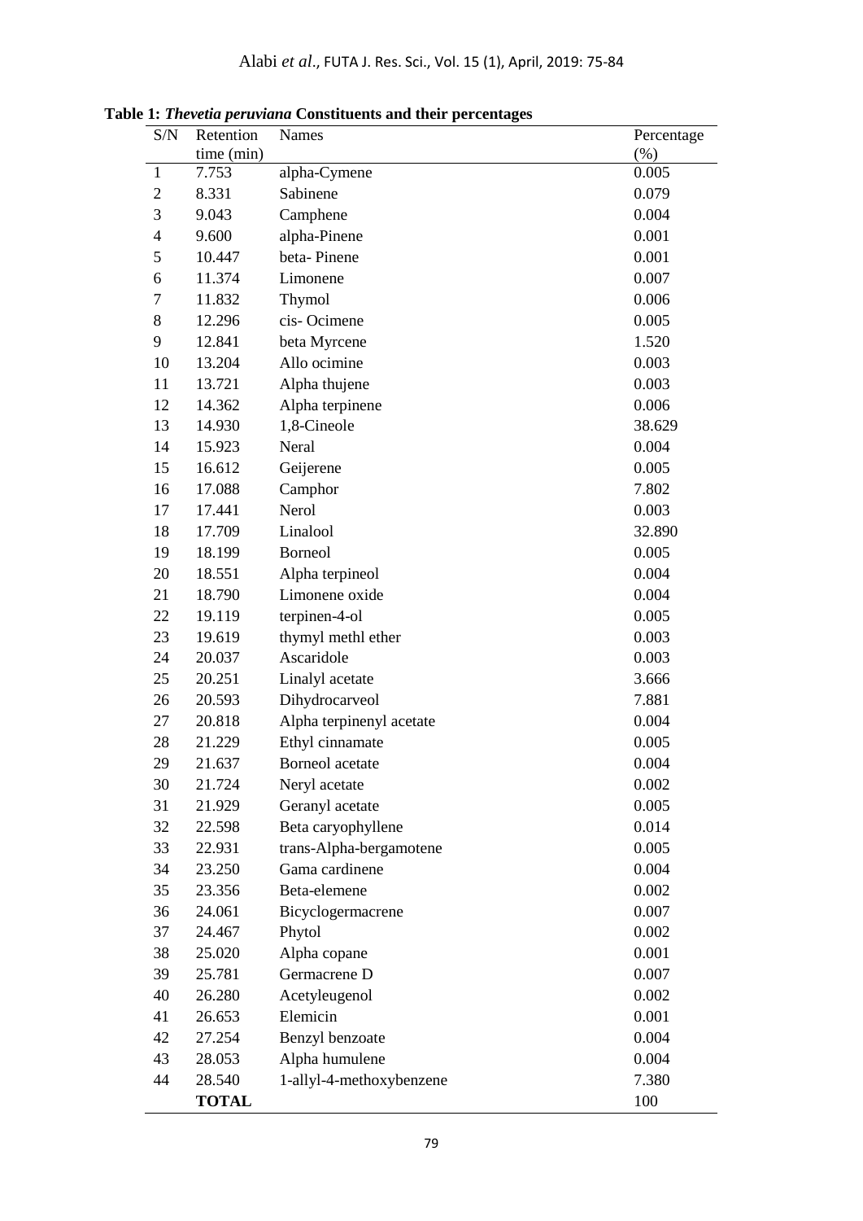**Table 1:** ***Thevetia peruviana*** **Constituents and their percentages**

| S/N | Retention time (min) | Names | Percentage (%) |
|---|---|---|---|
| 1 | 7.753 | alpha-Cymene | 0.005 |
| 2 | 8.331 | Sabinene | 0.079 |
| 3 | 9.043 | Camphene | 0.004 |
| 4 | 9.600 | alpha-Pinene | 0.001 |
| 5 | 10.447 | beta- Pinene | 0.001 |
| 6 | 11.374 | Limonene | 0.007 |
| 7 | 11.832 | Thymol | 0.006 |
| 8 | 12.296 | cis- Ocimene | 0.005 |
| 9 | 12.841 | beta Myrcene | 1.520 |
| 10 | 13.204 | Allo ocimine | 0.003 |
| 11 | 13.721 | Alpha thujene | 0.003 |
| 12 | 14.362 | Alpha terpinene | 0.006 |
| 13 | 14.930 | 1,8-Cineole | 38.629 |
| 14 | 15.923 | Neral | 0.004 |
| 15 | 16.612 | Geijerene | 0.005 |
| 16 | 17.088 | Camphor | 7.802 |
| 17 | 17.441 | Nerol | 0.003 |
| 18 | 17.709 | Linalool | 32.890 |
| 19 | 18.199 | Borneol | 0.005 |
| 20 | 18.551 | Alpha terpineol | 0.004 |
| 21 | 18.790 | Limonene oxide | 0.004 |
| 22 | 19.119 | terpinen-4-ol | 0.005 |
| 23 | 19.619 | thymyl methl ether | 0.003 |
| 24 | 20.037 | Ascaridole | 0.003 |
| 25 | 20.251 | Linalyl acetate | 3.666 |
| 26 | 20.593 | Dihydrocarveol | 7.881 |
| 27 | 20.818 | Alpha terpinenyl acetate | 0.004 |
| 28 | 21.229 | Ethyl cinnamate | 0.005 |
| 29 | 21.637 | Borneol acetate | 0.004 |
| 30 | 21.724 | Neryl acetate | 0.002 |
| 31 | 21.929 | Geranyl acetate | 0.005 |
| 32 | 22.598 | Beta caryophyllene | 0.014 |
| 33 | 22.931 | trans-Alpha-bergamotene | 0.005 |
| 34 | 23.250 | Gama cardinene | 0.004 |
| 35 | 23.356 | Beta-elemene | 0.002 |
| 36 | 24.061 | Bicyclogermacrene | 0.007 |
| 37 | 24.467 | Phytol | 0.002 |
| 38 | 25.020 | Alpha copane | 0.001 |
| 39 | 25.781 | Germacrene D | 0.007 |
| 40 | 26.280 | Acetyleugenol | 0.002 |
| 41 | 26.653 | Elemicin | 0.001 |
| 42 | 27.254 | Benzyl benzoate | 0.004 |
| 43 | 28.053 | Alpha humulene | 0.004 |
| 44 | 28.540 | 1-allyl-4-methoxybenzene | 7.380 |
| | **TOTAL** | | 100 |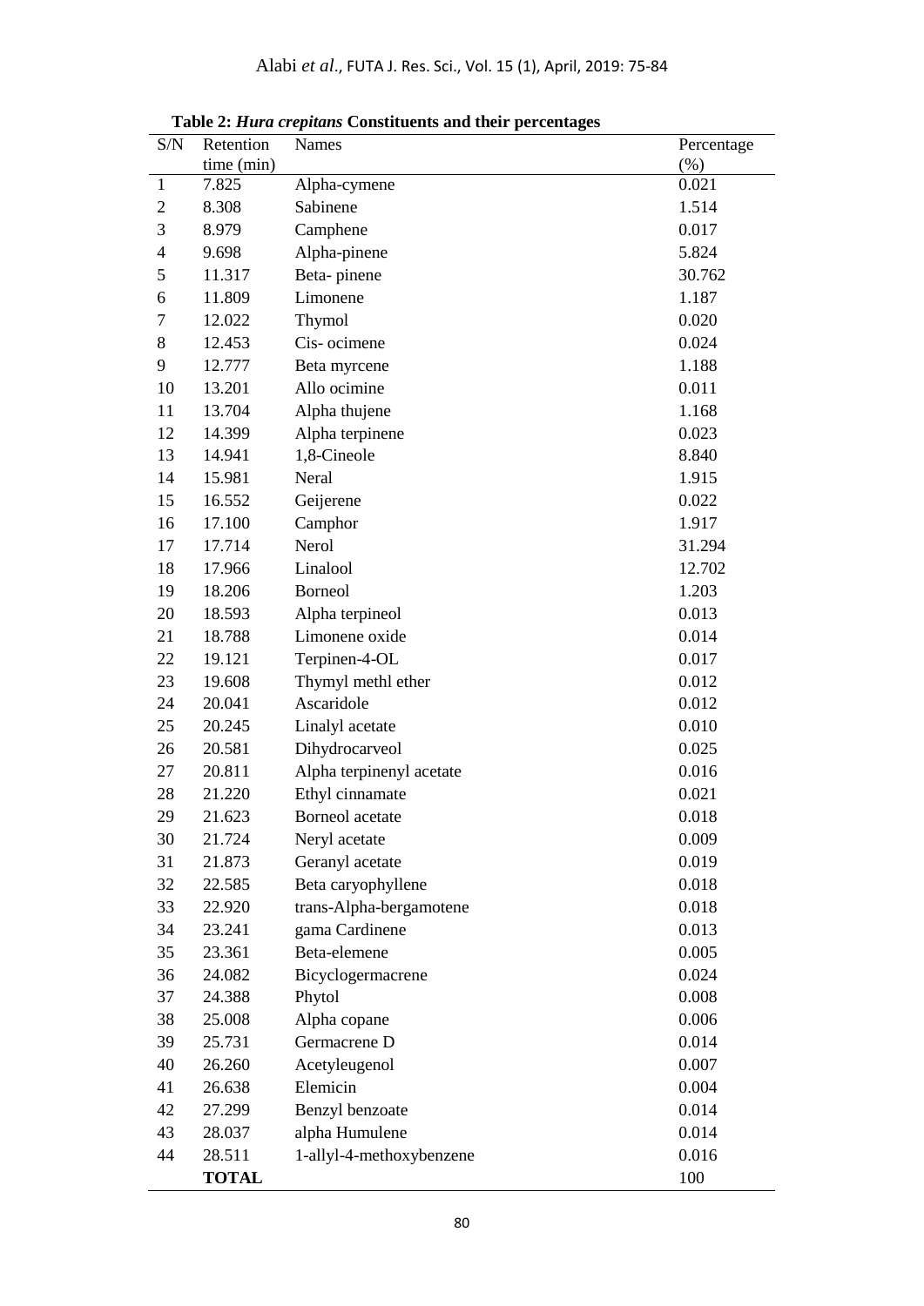**Table 2: *Hura crepitans* Constituents and their percentages**

| S/N | Retention time (min) | Names | Percentage (%) |
|---|---|---|---|
| 1 | 7.825 | Alpha-cymene | 0.021 |
| 2 | 8.308 | Sabinene | 1.514 |
| 3 | 8.979 | Camphene | 0.017 |
| 4 | 9.698 | Alpha-pinene | 5.824 |
| 5 | 11.317 | Beta- pinene | 30.762 |
| 6 | 11.809 | Limonene | 1.187 |
| 7 | 12.022 | Thymol | 0.020 |
| 8 | 12.453 | Cis- ocimene | 0.024 |
| 9 | 12.777 | Beta myrcene | 1.188 |
| 10 | 13.201 | Allo ocimine | 0.011 |
| 11 | 13.704 | Alpha thujene | 1.168 |
| 12 | 14.399 | Alpha terpinene | 0.023 |
| 13 | 14.941 | 1,8-Cineole | 8.840 |
| 14 | 15.981 | Neral | 1.915 |
| 15 | 16.552 | Geijerene | 0.022 |
| 16 | 17.100 | Camphor | 1.917 |
| 17 | 17.714 | Nerol | 31.294 |
| 18 | 17.966 | Linalool | 12.702 |
| 19 | 18.206 | Borneol | 1.203 |
| 20 | 18.593 | Alpha terpineol | 0.013 |
| 21 | 18.788 | Limonene oxide | 0.014 |
| 22 | 19.121 | Terpinen-4-OL | 0.017 |
| 23 | 19.608 | Thymyl methl ether | 0.012 |
| 24 | 20.041 | Ascaridole | 0.012 |
| 25 | 20.245 | Linalyl acetate | 0.010 |
| 26 | 20.581 | Dihydrocarveol | 0.025 |
| 27 | 20.811 | Alpha terpinenyl acetate | 0.016 |
| 28 | 21.220 | Ethyl cinnamate | 0.021 |
| 29 | 21.623 | Borneol acetate | 0.018 |
| 30 | 21.724 | Neryl acetate | 0.009 |
| 31 | 21.873 | Geranyl acetate | 0.019 |
| 32 | 22.585 | Beta caryophyllene | 0.018 |
| 33 | 22.920 | trans-Alpha-bergamotene | 0.018 |
| 34 | 23.241 | gama Cardinene | 0.013 |
| 35 | 23.361 | Beta-elemene | 0.005 |
| 36 | 24.082 | Bicyclogermacrene | 0.024 |
| 37 | 24.388 | Phytol | 0.008 |
| 38 | 25.008 | Alpha copane | 0.006 |
| 39 | 25.731 | Germacrene D | 0.014 |
| 40 | 26.260 | Acetyleugenol | 0.007 |
| 41 | 26.638 | Elemicin | 0.004 |
| 42 | 27.299 | Benzyl benzoate | 0.014 |
| 43 | 28.037 | alpha Humulene | 0.014 |
| 44 | 28.511 | 1-allyl-4-methoxybenzene | 0.016 |
| | **TOTAL** | | 100 |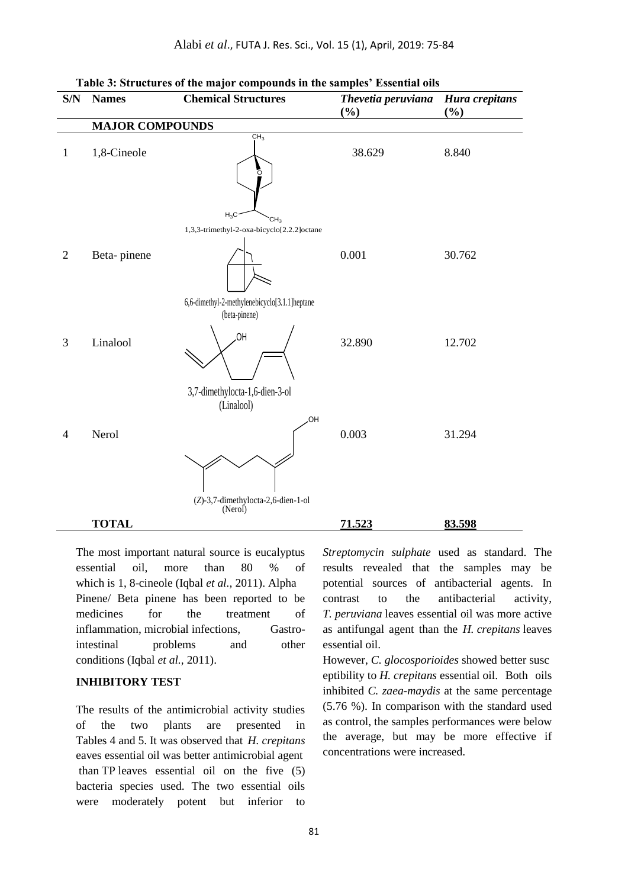**Table 3: Structures of the major compounds in the samples' Essential oils**

| S/N | Names | Chemical Structures | *Thevetia peruviana* (%) | *Hura crepitans* (%) |
|---|---|---|---|---|
| | **MAJOR COMPOUNDS** | | | |
| 1 | 1,8-Cineole | 1,3,3-trimethyl-2-oxa-bicyclo[2.2.2]octane | 38.629 | 8.840 |
| 2 | Beta- pinene | 6,6-dimethyl-2-methylenebicyclo[3.1.1]heptane (beta-pinene) | 0.001 | 30.762 |
| 3 | Linalool | 3,7-dimethylocta-1,6-dien-3-ol (Linalool) | 32.890 | 12.702 |
| 4 | Nerol | (*Z*)-3,7-dimethylocta-2,6-dien-1-ol (Nerol) | 0.003 | 31.294 |
| | **TOTAL** | | **71.523** | **83.598** |

The most important natural source is eucalyptus essential oil, more than 80 % of which is 1, 8-cineole (Iqbal *et al.,* 2011). Alpha Pinene/ Beta pinene has been reported to be medicines for the treatment of inflammation, microbial infections, Gastro-intestinal problems and other conditions (Iqbal *et al.,* 2011).

**INHIBITORY TEST**

The results of the antimicrobial activity studies of the two plants are presented in Tables 4 and 5. It was observed that *H. crepitans* eaves essential oil was better antimicrobial agent than TP leaves essential oil on the five (5) bacteria species used. The two essential oils were moderately potent but inferior to *Streptomycin sulphate* used as standard. The results revealed that the samples may be potential sources of antibacterial agents. In contrast to the antibacterial activity, *T. peruviana* leaves essential oil was more active as antifungal agent than the *H. crepitans* leaves essential oil.

However, *C. glocosporioides* showed better susc eptibility to *H. crepitans* essential oil. Both oils inhibited *C. zaea-maydis* at the same percentage (5.76 %). In comparison with the standard used as control, the samples performances were below the average, but may be more effective if concentrations were increased.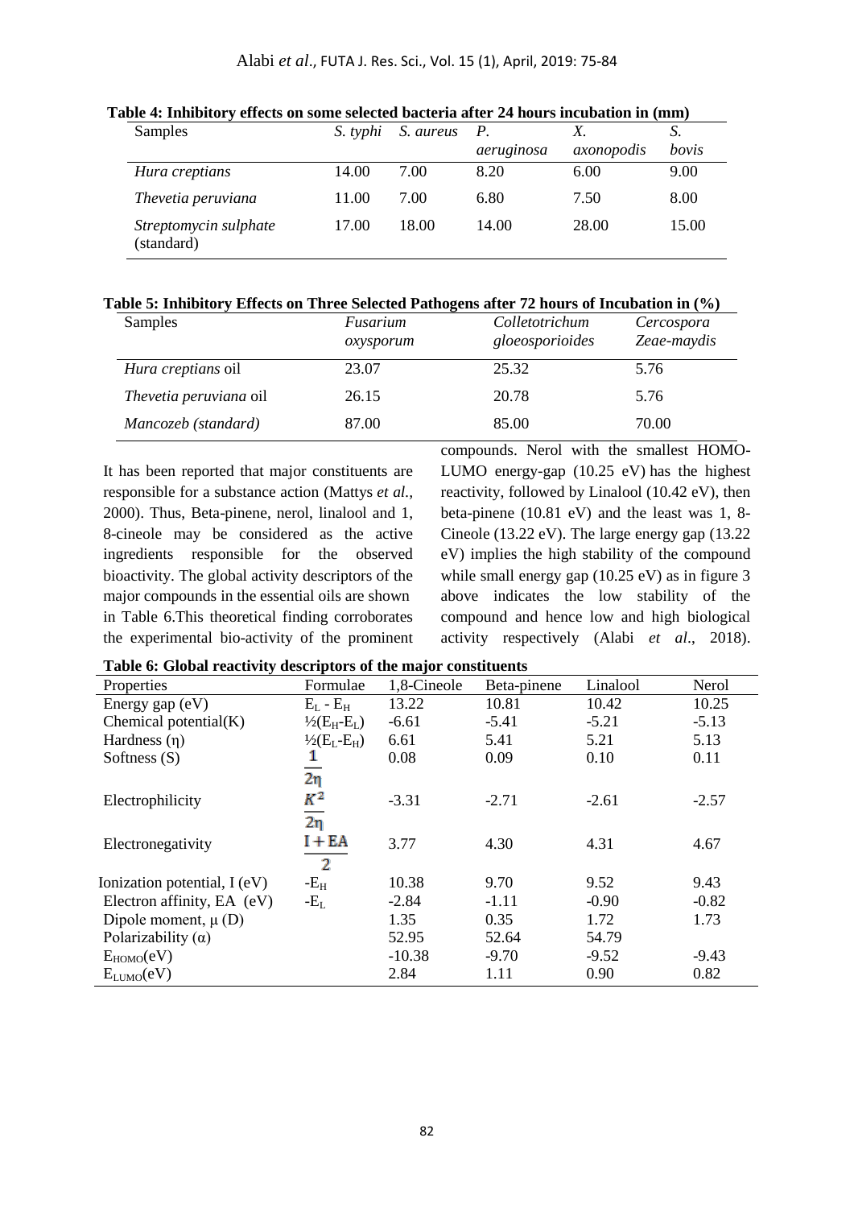**Table 4: Inhibitory effects on some selected bacteria after 24 hours incubation in (mm)**

| Samples | *S. typhi* | *S. aureus* | *P. aeruginosa* | *X. axonopodis* | *S. bovis* |
|---|---|---|---|---|---|
| *Hura creptians* | 14.00 | 7.00 | 8.20 | 6.00 | 9.00 |
| *Thevetia peruviana* | 11.00 | 7.00 | 6.80 | 7.50 | 8.00 |
| *Streptomycin sulphate* (standard) | 17.00 | 18.00 | 14.00 | 28.00 | 15.00 |

**Table 5: Inhibitory Effects on Three Selected Pathogens after 72 hours of Incubation in (%)**

| Samples | *Fusarium oxysporum* | *Colletotrichum gloeosporioides* | *Cercospora Zeae-maydis* |
|---|---|---|---|
| *Hura creptians* oil | 23.07 | 25.32 | 5.76 |
| *Thevetia peruviana* oil | 26.15 | 20.78 | 5.76 |
| *Mancozeb (standard)* | 87.00 | 85.00 | 70.00 |

It has been reported that major constituents are responsible for a substance action (Mattys *et al.*, 2000). Thus, Beta-pinene, nerol, linalool and 1, 8-cineole may be considered as the active ingredients responsible for the observed bioactivity. The global activity descriptors of the major compounds in the essential oils are shown in Table 6.This theoretical finding corroborates the experimental bio-activity of the prominent compounds. Nerol with the smallest HOMO-LUMO energy-gap (10.25 eV) has the highest reactivity, followed by Linalool (10.42 eV), then beta-pinene (10.81 eV) and the least was 1, 8-Cineole (13.22 eV). The large energy gap (13.22 eV) implies the high stability of the compound while small energy gap (10.25 eV) as in figure 3 above indicates the low stability of the compound and hence low and high biological activity respectively (Alabi *et al*., 2018).

**Table 6: Global reactivity descriptors of the major constituents**

| Properties | Formulae | 1,8-Cineole | Beta-pinene | Linalool | Nerol |
|---|---|---|---|---|---|
| Energy gap (eV) | $E_L - E_H$ | 13.22 | 10.81 | 10.42 | 10.25 |
| Chemical potential(K) | $\frac{1}{2}(E_H - E_L)$ | -6.61 | -5.41 | -5.21 | -5.13 |
| Hardness (η) | $\frac{1}{2}(E_L - E_H)$ | 6.61 | 5.41 | 5.21 | 5.13 |
| Softness (S) | $\frac{1}{2\eta}$ | 0.08 | 0.09 | 0.10 | 0.11 |
| Electrophilicity | $\frac{K^2}{2\eta}$ | -3.31 | -2.71 | -2.61 | -2.57 |
| Electronegativity | $\frac{I + EA}{2}$ | 3.77 | 4.30 | 4.31 | 4.67 |
| Ionization potential, I (eV) | $-E_H$ | 10.38 | 9.70 | 9.52 | 9.43 |
| Electron affinity, EA (eV) | $-E_L$ | -2.84 | -1.11 | -0.90 | -0.82 |
| Dipole moment, μ (D) | | 1.35 | 0.35 | 1.72 | 1.73 |
| Polarizability (α) | | 52.95 | 52.64 | 54.79 | |
| $E_{HOMO}$(eV) | | -10.38 | -9.70 | -9.52 | -9.43 |
| $E_{LUMO}$(eV) | | 2.84 | 1.11 | 0.90 | 0.82 |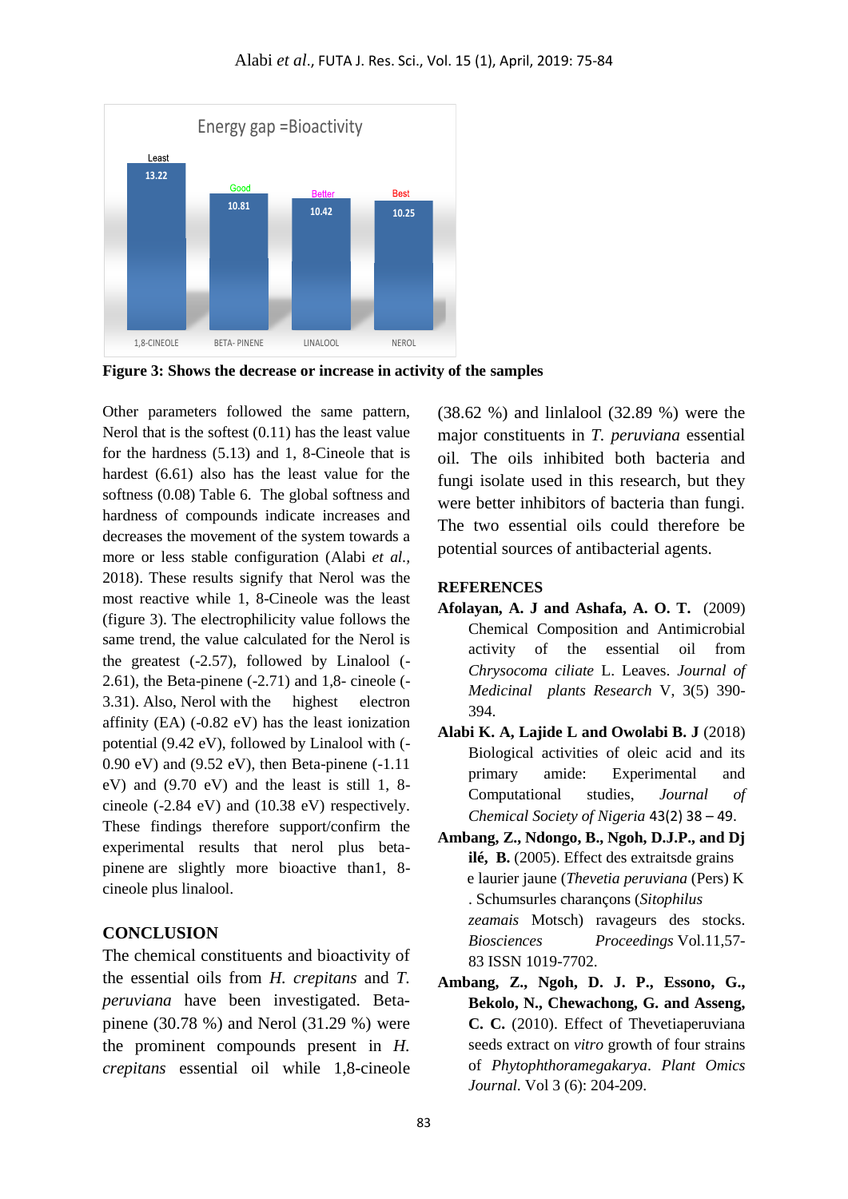Energy gap =Bioactivity

| | 1,8-CINEOLE | BETA- PINENE | LINALOOL | NEROL |
|---|---|---|---|---|
| Value | 13.22 | 10.81 | 10.42 | 10.25 |
| Label | Least | Good | Better | Best |

**Figure 3: Shows the decrease or increase in activity of the samples**

Other parameters followed the same pattern, Nerol that is the softest (0.11) has the least value for the hardness (5.13) and 1, 8-Cineole that is hardest (6.61) also has the least value for the softness (0.08) Table 6. The global softness and hardness of compounds indicate increases and decreases the movement of the system towards a more or less stable configuration (Alabi *et al.*, 2018). These results signify that Nerol was the most reactive while 1, 8-Cineole was the least (figure 3). The electrophilicity value follows the same trend, the value calculated for the Nerol is the greatest (-2.57), followed by Linalool (-2.61), the Beta-pinene (-2.71) and 1,8- cineole (-3.31). Also, Nerol with the highest electron affinity (EA) (-0.82 eV) has the least ionization potential (9.42 eV), followed by Linalool with (-0.90 eV) and (9.52 eV), then Beta-pinene (-1.11 eV) and (9.70 eV) and the least is still 1, 8-cineole (-2.84 eV) and (10.38 eV) respectively. These findings therefore support/confirm the experimental results that nerol plus beta-pinene are slightly more bioactive than1, 8-cineole plus linalool.

## CONCLUSION

The chemical constituents and bioactivity of the essential oils from *H. crepitans* and *T. peruviana* have been investigated. Beta-pinene (30.78 %) and Nerol (31.29 %) were the prominent compounds present in *H. crepitans* essential oil while 1,8-cineole (38.62 %) and linlalool (32.89 %) were the major constituents in *T. peruviana* essential oil. The oils inhibited both bacteria and fungi isolate used in this research, but they were better inhibitors of bacteria than fungi. The two essential oils could therefore be potential sources of antibacterial agents.

## REFERENCES

**Afolayan, A. J and Ashafa, A. O. T.** (2009) Chemical Composition and Antimicrobial activity of the essential oil from *Chrysocoma ciliate* L. Leaves. *Journal of Medicinal plants Research* V, 3(5) 390-394.

**Alabi K. A, Lajide L and Owolabi B. J** (2018) Biological activities of oleic acid and its primary amide: Experimental and Computational studies, *Journal of Chemical Society of Nigeria* 43(2) 38 – 49.

**Ambang, Z., Ndongo, B., Ngoh, D.J.P., and Djilé, B.** (2005). Effect des extraitsde grains e laurier jaune (*Thevetia peruviana* (Pers) K . Schumsurles charançons (*Sitophilus zeamais* Motsch) ravageurs des stocks. *Biosciences Proceedings* Vol.11,57-83 ISSN 1019-7702.

**Ambang, Z., Ngoh, D. J. P., Essono, G., Bekolo, N., Chewachong, G. and Asseng, C. C.** (2010). Effect of Thevetiaperuviana seeds extract on *vitro* growth of four strains of *Phytophthoramegakarya*. *Plant Omics Journal.* Vol 3 (6): 204-209.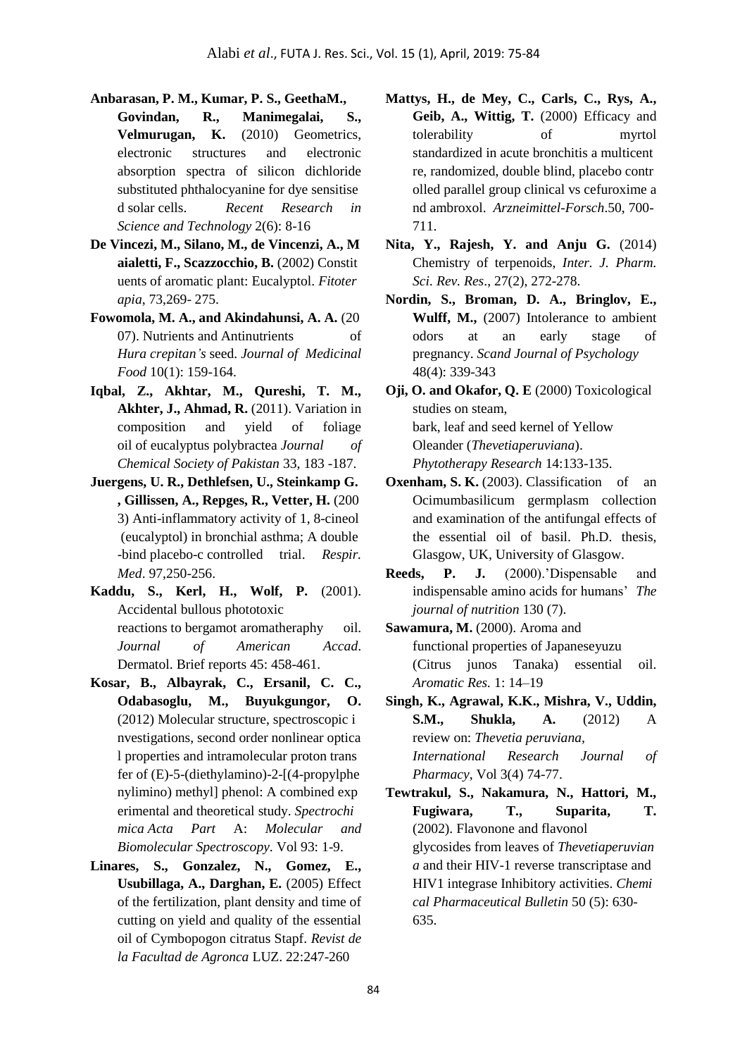**Anbarasan, P. M., Kumar, P. S., GeethaM., Govindan, R., Manimegalai, S., Velmurugan, K.** (2010) Geometrics, electronic structures and electronic absorption spectra of silicon dichloride substituted phthalocyanine for dye sensitised solar cells. *Recent Research in Science and Technology* 2(6): 8-16

**De Vincezi, M., Silano, M., de Vincenzi, A., Maialetti, F., Scazzocchio, B.** (2002) Constituents of aromatic plant: Eucalyptol. *Fitoterapia*, 73,269- 275.

**Fowomola, M. A., and Akindahunsi, A. A.** (2007). Nutrients and Antinutrients of *Hura crepitan's* seed. *Journal of Medicinal Food* 10(1): 159-164.

**Iqbal, Z., Akhtar, M., Qureshi, T. M., Akhter, J., Ahmad, R.** (2011). Variation in composition and yield of foliage oil of eucalyptus polybractea *Journal of Chemical Society of Pakistan* 33, 183 -187.

**Juergens, U. R., Dethlefsen, U., Steinkamp G. , Gillissen, A., Repges, R., Vetter, H.** (2003) Anti-inflammatory activity of 1, 8-cineol (eucalyptol) in bronchial asthma; A double-bind placebo-c controlled trial. *Respir. Med*. 97,250-256.

**Kaddu, S., Kerl, H., Wolf, P.** (2001). Accidental bullous phototoxic reactions to bergamot aromatheraphy oil. *Journal of American Accad*. Dermatol. Brief reports 45: 458-461.

**Kosar, B., Albayrak, C., Ersanil, C. C., Odabasoglu, M., Buyukgungor, O.** (2012) Molecular structure, spectroscopic investigations, second order nonlinear optical properties and intramolecular proton transfer of (E)-5-(diethylamino)-2-[(4-propylphenylimino) methyl] phenol: A combined experimental and theoretical study. *Spectrochimica Acta Part* A: *Molecular and Biomolecular Spectroscopy*. Vol 93: 1-9.

**Linares, S., Gonzalez, N., Gomez, E., Usubillaga, A., Darghan, E.** (2005) Effect of the fertilization, plant density and time of cutting on yield and quality of the essential oil of Cymbopogon citratus Stapf. *Revist de la Facultad de Agronca* LUZ. 22:247-260

**Mattys, H., de Mey, C., Carls, C., Rys, A., Geib, A., Wittig, T.** (2000) Efficacy and tolerability of myrtol standardized in acute bronchitis a multicentre, randomized, double blind, placebo controlled parallel group clinical vs cefuroxime and ambroxol. *Arzneimittel-Forsch*.50, 700-711.

**Nita, Y., Rajesh, Y. and Anju G.** (2014) Chemistry of terpenoids, *Inter. J. Pharm. Sci. Rev. Res*., 27(2), 272-278.

**Nordin, S., Broman, D. A., Bringlov, E., Wulff, M.,** (2007) Intolerance to ambient odors at an early stage of pregnancy. *Scand Journal of Psychology* 48(4): 339-343

**Oji, O. and Okafor, Q. E** (2000) Toxicological studies on steam, bark, leaf and seed kernel of Yellow Oleander (*Thevetiaperuviana*). *Phytotherapy Research* 14:133-135.

**Oxenham, S. K.** (2003). Classification of an Ocimumbasilicum germplasm collection and examination of the antifungal effects of the essential oil of basil. Ph.D. thesis, Glasgow, UK, University of Glasgow.

**Reeds, P. J.** (2000).'Dispensable and indispensable amino acids for humans' *The journal of nutrition* 130 (7).

**Sawamura, M.** (2000). Aroma and functional properties of Japaneseyuzu (Citrus junos Tanaka) essential oil. *Aromatic Res.* 1: 14–19

**Singh, K., Agrawal, K.K., Mishra, V., Uddin, S.M., Shukla, A.** (2012) A review on: *Thevetia peruviana*, *International Research Journal of Pharmacy*, Vol 3(4) 74-77.

**Tewtrakul, S., Nakamura, N., Hattori, M., Fugiwara, T., Suparita, T.** (2002). Flavonone and flavonol glycosides from leaves of *Thevetiaperuviana* and their HIV-1 reverse transcriptase and HIV1 integrase Inhibitory activities. *Chemical Pharmaceutical Bulletin* 50 (5): 630-635.